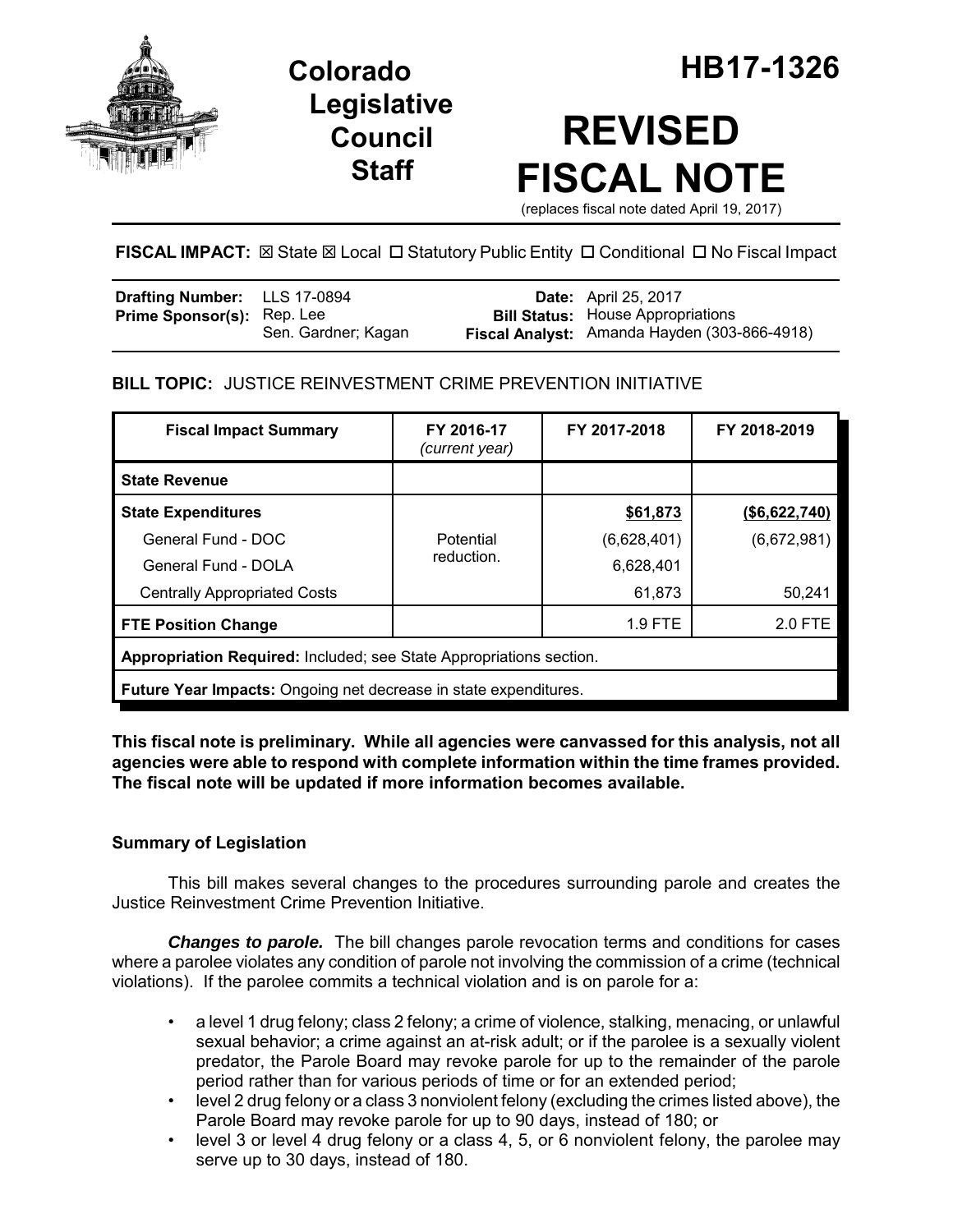# Colorado Legislative Council Staff

# HB17-1326

# REVISED FISCAL NOTE

(replaces fiscal note dated April 19, 2017)

**FISCAL IMPACT:** ☒ State ☒ Local ☐ Statutory Public Entity ☐ Conditional ☐ No Fiscal Impact

| | | | |
|---|---|---|---|
| **Drafting Number:** | LLS 17-0894 | **Date:** | April 25, 2017 |
| **Prime Sponsor(s):** | Rep. Lee<br>Sen. Gardner; Kagan | **Bill Status:** | House Appropriations |
| | | **Fiscal Analyst:** | Amanda Hayden (303-866-4918) |

**BILL TOPIC:** JUSTICE REINVESTMENT CRIME PREVENTION INITIATIVE

| Fiscal Impact Summary | FY 2016-17 *(current year)* | FY 2017-2018 | FY 2018-2019 |
|---|---|---|---|
| **State Revenue** | | | |
| **State Expenditures** | Potential reduction. | **$61,873** | **($6,622,740)** |
| General Fund - DOC | | (6,628,401) | (6,672,981) |
| General Fund - DOLA | | 6,628,401 | |
| Centrally Appropriated Costs | | 61,873 | 50,241 |
| **FTE Position Change** | | 1.9 FTE | 2.0 FTE |
| **Appropriation Required:** Included; see State Appropriations section. | | | |
| **Future Year Impacts:** Ongoing net decrease in state expenditures. | | | |

**This fiscal note is preliminary. While all agencies were canvassed for this analysis, not all agencies were able to respond with complete information within the time frames provided. The fiscal note will be updated if more information becomes available.**

## Summary of Legislation

This bill makes several changes to the procedures surrounding parole and creates the Justice Reinvestment Crime Prevention Initiative.

***Changes to parole.*** The bill changes parole revocation terms and conditions for cases where a parolee violates any condition of parole not involving the commission of a crime (technical violations). If the parolee commits a technical violation and is on parole for a:

- a level 1 drug felony; class 2 felony; a crime of violence, stalking, menacing, or unlawful sexual behavior; a crime against an at-risk adult; or if the parolee is a sexually violent predator, the Parole Board may revoke parole for up to the remainder of the parole period rather than for various periods of time or for an extended period;
- level 2 drug felony or a class 3 nonviolent felony (excluding the crimes listed above), the Parole Board may revoke parole for up to 90 days, instead of 180; or
- level 3 or level 4 drug felony or a class 4, 5, or 6 nonviolent felony, the parolee may serve up to 30 days, instead of 180.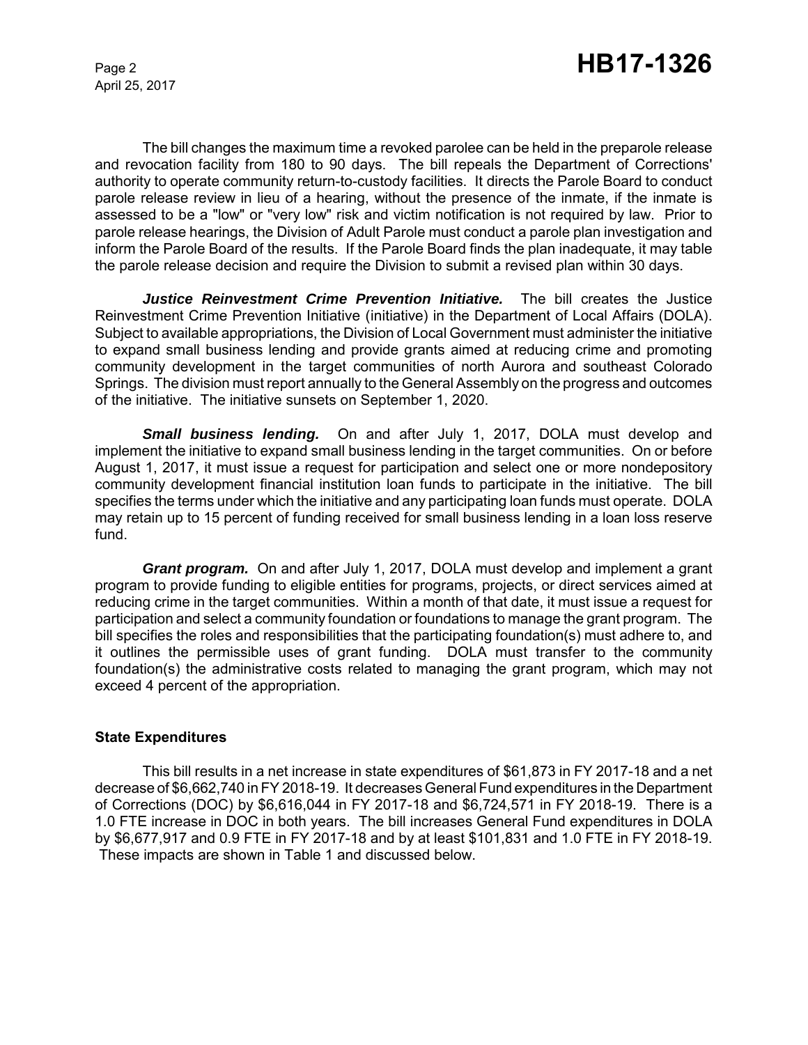The bill changes the maximum time a revoked parolee can be held in the preparole release and revocation facility from 180 to 90 days. The bill repeals the Department of Corrections' authority to operate community return-to-custody facilities. It directs the Parole Board to conduct parole release review in lieu of a hearing, without the presence of the inmate, if the inmate is assessed to be a "low" or "very low" risk and victim notification is not required by law. Prior to parole release hearings, the Division of Adult Parole must conduct a parole plan investigation and inform the Parole Board of the results. If the Parole Board finds the plan inadequate, it may table the parole release decision and require the Division to submit a revised plan within 30 days.

***Justice Reinvestment Crime Prevention Initiative.*** The bill creates the Justice Reinvestment Crime Prevention Initiative (initiative) in the Department of Local Affairs (DOLA). Subject to available appropriations, the Division of Local Government must administer the initiative to expand small business lending and provide grants aimed at reducing crime and promoting community development in the target communities of north Aurora and southeast Colorado Springs. The division must report annually to the General Assembly on the progress and outcomes of the initiative. The initiative sunsets on September 1, 2020.

***Small business lending.*** On and after July 1, 2017, DOLA must develop and implement the initiative to expand small business lending in the target communities. On or before August 1, 2017, it must issue a request for participation and select one or more nondepository community development financial institution loan funds to participate in the initiative. The bill specifies the terms under which the initiative and any participating loan funds must operate. DOLA may retain up to 15 percent of funding received for small business lending in a loan loss reserve fund.

***Grant program.*** On and after July 1, 2017, DOLA must develop and implement a grant program to provide funding to eligible entities for programs, projects, or direct services aimed at reducing crime in the target communities. Within a month of that date, it must issue a request for participation and select a community foundation or foundations to manage the grant program. The bill specifies the roles and responsibilities that the participating foundation(s) must adhere to, and it outlines the permissible uses of grant funding. DOLA must transfer to the community foundation(s) the administrative costs related to managing the grant program, which may not exceed 4 percent of the appropriation.

**State Expenditures**

This bill results in a net increase in state expenditures of $61,873 in FY 2017-18 and a net decrease of $6,662,740 in FY 2018-19. It decreases General Fund expenditures in the Department of Corrections (DOC) by $6,616,044 in FY 2017-18 and $6,724,571 in FY 2018-19. There is a 1.0 FTE increase in DOC in both years. The bill increases General Fund expenditures in DOLA by $6,677,917 and 0.9 FTE in FY 2017-18 and by at least $101,831 and 1.0 FTE in FY 2018-19. These impacts are shown in Table 1 and discussed below.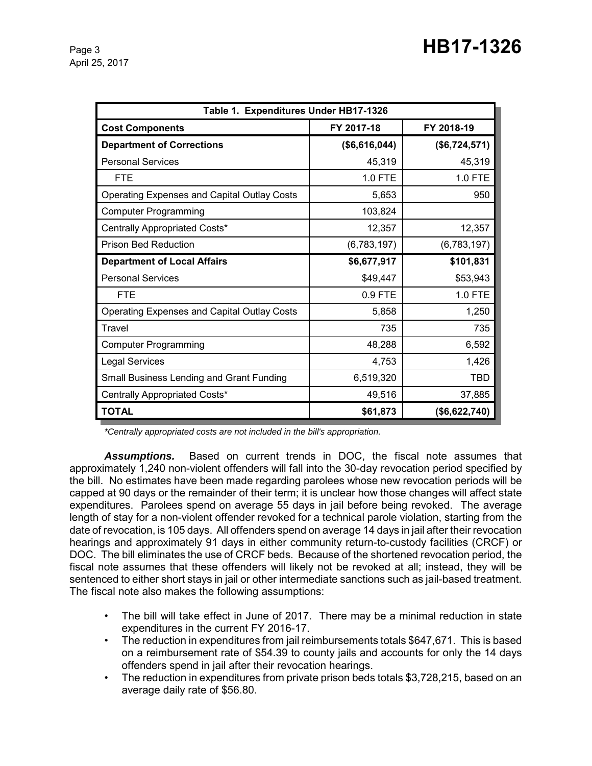| Table 1. Expenditures Under HB17-1326 | | |
|---|---|---|
| **Cost Components** | **FY 2017-18** | **FY 2018-19** |
| **Department of Corrections** | **($6,616,044)** | **($6,724,571)** |
| Personal Services | 45,319 | 45,319 |
| FTE | 1.0 FTE | 1.0 FTE |
| Operating Expenses and Capital Outlay Costs | 5,653 | 950 |
| Computer Programming | 103,824 | |
| Centrally Appropriated Costs* | 12,357 | 12,357 |
| Prison Bed Reduction | (6,783,197) | (6,783,197) |
| **Department of Local Affairs** | **$6,677,917** | **$101,831** |
| Personal Services | $49,447 | $53,943 |
| FTE | 0.9 FTE | 1.0 FTE |
| Operating Expenses and Capital Outlay Costs | 5,858 | 1,250 |
| Travel | 735 | 735 |
| Computer Programming | 48,288 | 6,592 |
| Legal Services | 4,753 | 1,426 |
| Small Business Lending and Grant Funding | 6,519,320 | TBD |
| Centrally Appropriated Costs* | 49,516 | 37,885 |
| **TOTAL** | **$61,873** | **($6,622,740)** |

*Centrally appropriated costs are not included in the bill's appropriation.*

***Assumptions.*** Based on current trends in DOC, the fiscal note assumes that approximately 1,240 non-violent offenders will fall into the 30-day revocation period specified by the bill. No estimates have been made regarding parolees whose new revocation periods will be capped at 90 days or the remainder of their term; it is unclear how those changes will affect state expenditures. Parolees spend on average 55 days in jail before being revoked. The average length of stay for a non-violent offender revoked for a technical parole violation, starting from the date of revocation, is 105 days. All offenders spend on average 14 days in jail after their revocation hearings and approximately 91 days in either community return-to-custody facilities (CRCF) or DOC. The bill eliminates the use of CRCF beds. Because of the shortened revocation period, the fiscal note assumes that these offenders will likely not be revoked at all; instead, they will be sentenced to either short stays in jail or other intermediate sanctions such as jail-based treatment. The fiscal note also makes the following assumptions:

- The bill will take effect in June of 2017. There may be a minimal reduction in state expenditures in the current FY 2016-17.
- The reduction in expenditures from jail reimbursements totals $647,671. This is based on a reimbursement rate of $54.39 to county jails and accounts for only the 14 days offenders spend in jail after their revocation hearings.
- The reduction in expenditures from private prison beds totals $3,728,215, based on an average daily rate of $56.80.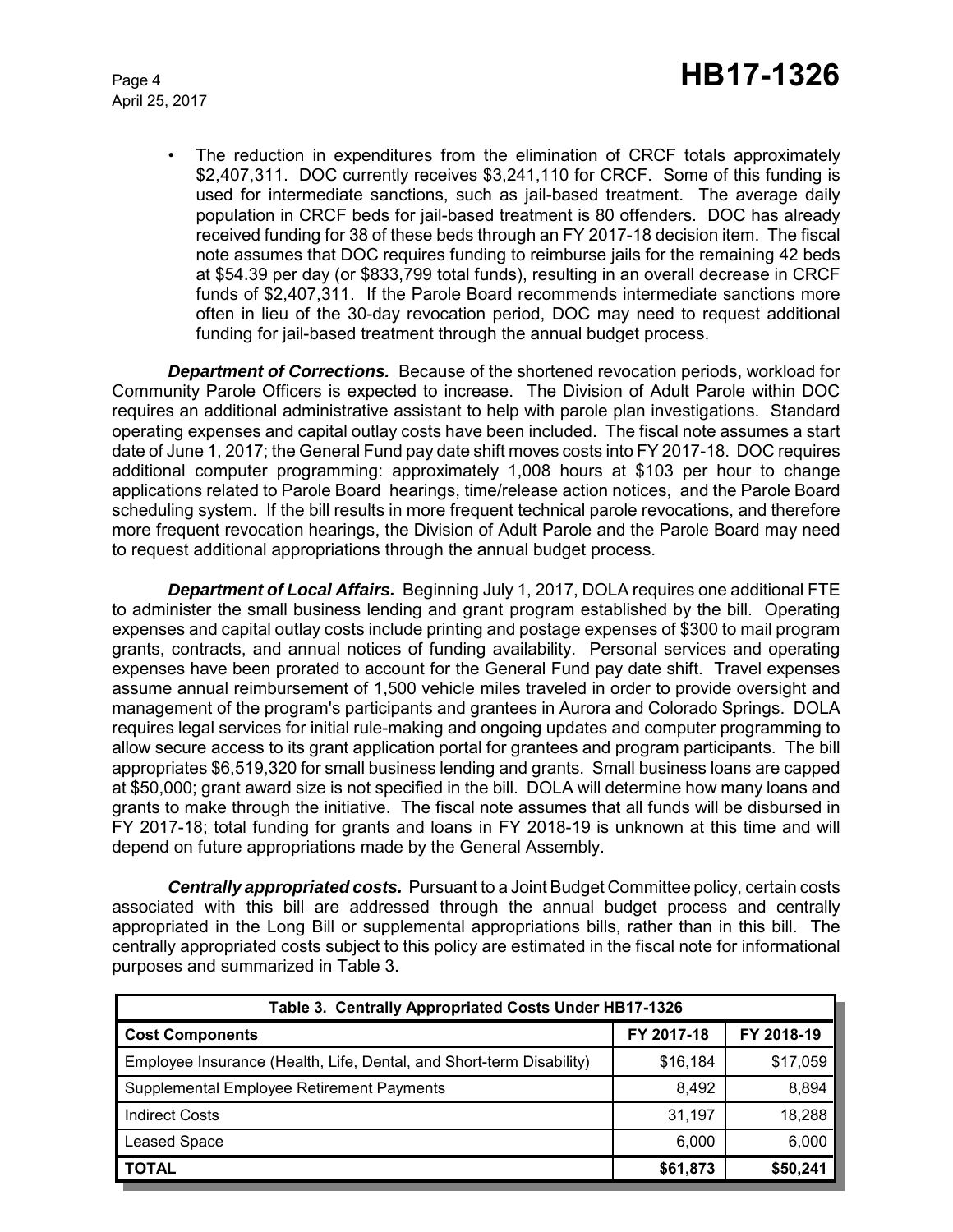- The reduction in expenditures from the elimination of CRCF totals approximately $2,407,311. DOC currently receives $3,241,110 for CRCF. Some of this funding is used for intermediate sanctions, such as jail-based treatment. The average daily population in CRCF beds for jail-based treatment is 80 offenders. DOC has already received funding for 38 of these beds through an FY 2017-18 decision item. The fiscal note assumes that DOC requires funding to reimburse jails for the remaining 42 beds at $54.39 per day (or $833,799 total funds), resulting in an overall decrease in CRCF funds of $2,407,311. If the Parole Board recommends intermediate sanctions more often in lieu of the 30-day revocation period, DOC may need to request additional funding for jail-based treatment through the annual budget process.

***Department of Corrections.*** Because of the shortened revocation periods, workload for Community Parole Officers is expected to increase. The Division of Adult Parole within DOC requires an additional administrative assistant to help with parole plan investigations. Standard operating expenses and capital outlay costs have been included. The fiscal note assumes a start date of June 1, 2017; the General Fund pay date shift moves costs into FY 2017-18. DOC requires additional computer programming: approximately 1,008 hours at $103 per hour to change applications related to Parole Board hearings, time/release action notices, and the Parole Board scheduling system. If the bill results in more frequent technical parole revocations, and therefore more frequent revocation hearings, the Division of Adult Parole and the Parole Board may need to request additional appropriations through the annual budget process.

***Department of Local Affairs.*** Beginning July 1, 2017, DOLA requires one additional FTE to administer the small business lending and grant program established by the bill. Operating expenses and capital outlay costs include printing and postage expenses of $300 to mail program grants, contracts, and annual notices of funding availability. Personal services and operating expenses have been prorated to account for the General Fund pay date shift. Travel expenses assume annual reimbursement of 1,500 vehicle miles traveled in order to provide oversight and management of the program's participants and grantees in Aurora and Colorado Springs. DOLA requires legal services for initial rule-making and ongoing updates and computer programming to allow secure access to its grant application portal for grantees and program participants. The bill appropriates $6,519,320 for small business lending and grants. Small business loans are capped at $50,000; grant award size is not specified in the bill. DOLA will determine how many loans and grants to make through the initiative. The fiscal note assumes that all funds will be disbursed in FY 2017-18; total funding for grants and loans in FY 2018-19 is unknown at this time and will depend on future appropriations made by the General Assembly.

***Centrally appropriated costs.*** Pursuant to a Joint Budget Committee policy, certain costs associated with this bill are addressed through the annual budget process and centrally appropriated in the Long Bill or supplemental appropriations bills, rather than in this bill. The centrally appropriated costs subject to this policy are estimated in the fiscal note for informational purposes and summarized in Table 3.

**Table 3. Centrally Appropriated Costs Under HB17-1326**

| Cost Components | FY 2017-18 | FY 2018-19 |
|---|---|---|
| Employee Insurance (Health, Life, Dental, and Short-term Disability) | $16,184 | $17,059 |
| Supplemental Employee Retirement Payments | 8,492 | 8,894 |
| Indirect Costs | 31,197 | 18,288 |
| Leased Space | 6,000 | 6,000 |
| **TOTAL** | **$61,873** | **$50,241** |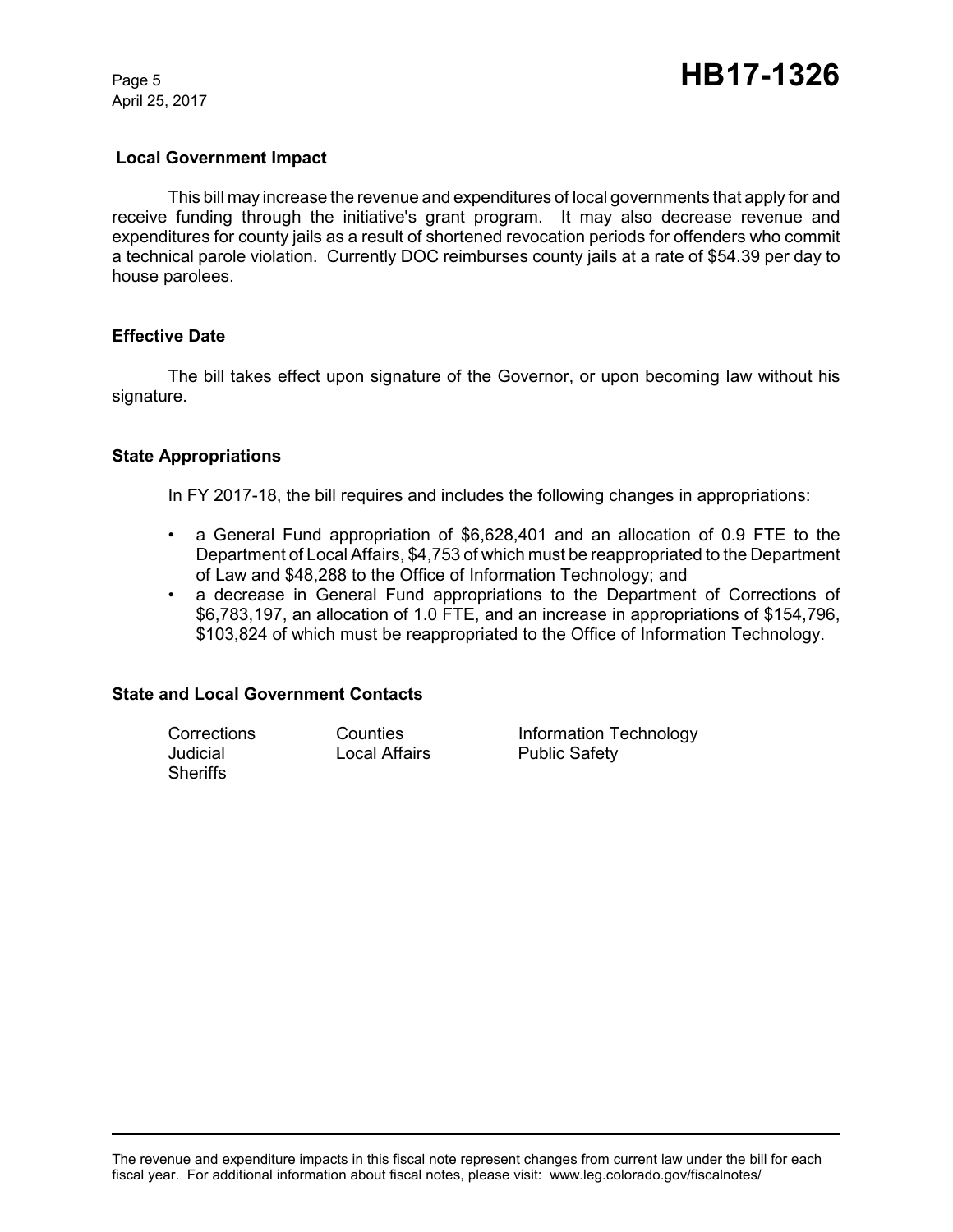## Local Government Impact

This bill may increase the revenue and expenditures of local governments that apply for and receive funding through the initiative's grant program. It may also decrease revenue and expenditures for county jails as a result of shortened revocation periods for offenders who commit a technical parole violation. Currently DOC reimburses county jails at a rate of $54.39 per day to house parolees.

## Effective Date

The bill takes effect upon signature of the Governor, or upon becoming law without his signature.

## State Appropriations

In FY 2017-18, the bill requires and includes the following changes in appropriations:

- a General Fund appropriation of $6,628,401 and an allocation of 0.9 FTE to the Department of Local Affairs, $4,753 of which must be reappropriated to the Department of Law and $48,288 to the Office of Information Technology; and
- a decrease in General Fund appropriations to the Department of Corrections of $6,783,197, an allocation of 1.0 FTE, and an increase in appropriations of $154,796, $103,824 of which must be reappropriated to the Office of Information Technology.

## State and Local Government Contacts

| | | |
|---|---|---|
| Corrections | Counties | Information Technology |
| Judicial | Local Affairs | Public Safety |
| Sheriffs | | |

The revenue and expenditure impacts in this fiscal note represent changes from current law under the bill for each fiscal year. For additional information about fiscal notes, please visit: www.leg.colorado.gov/fiscalnotes/